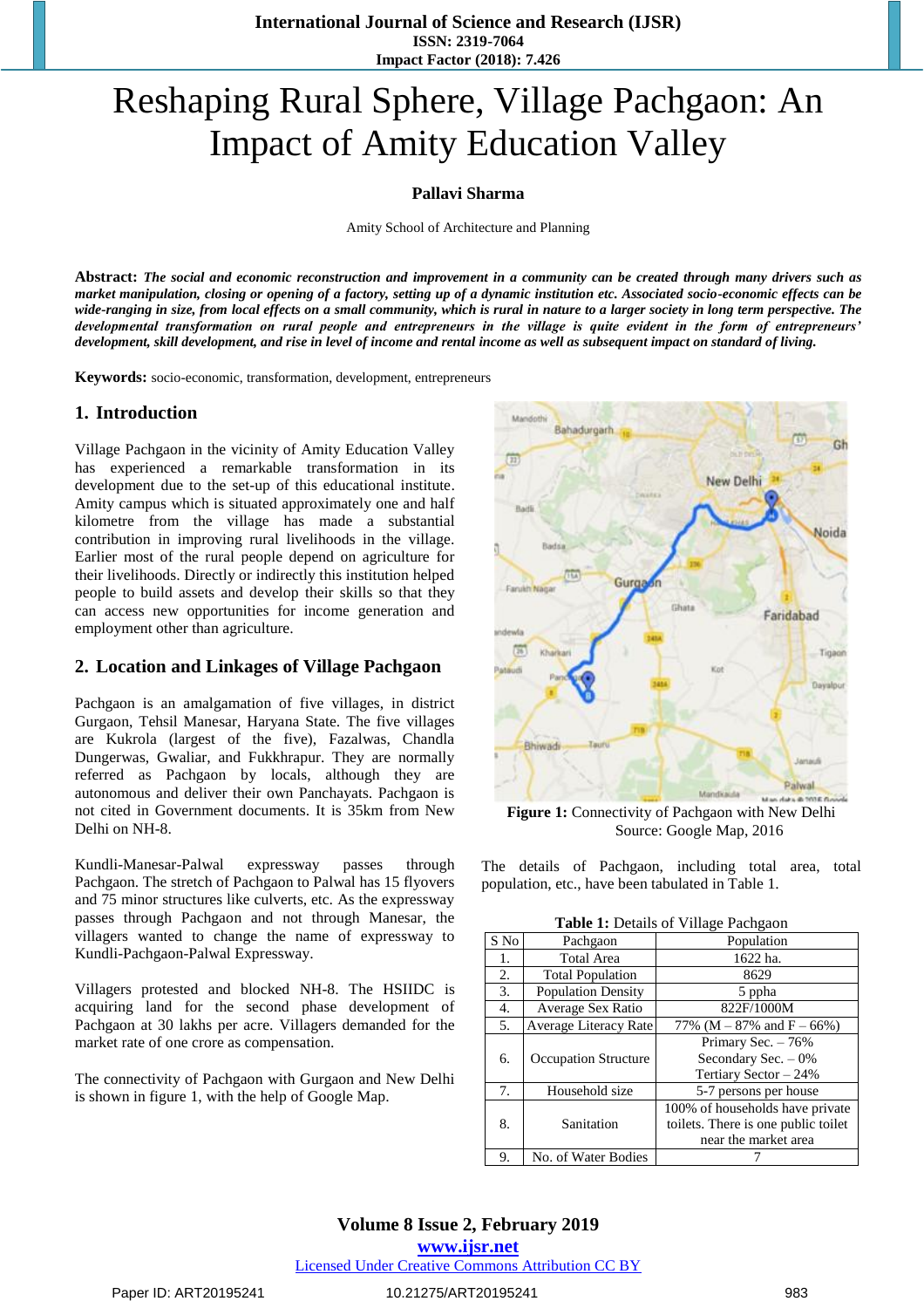# Reshaping Rural Sphere, Village Pachgaon: An Impact of Amity Education Valley

**Pallavi Sharma**

Amity School of Architecture and Planning

**Abstract:** ***The social and economic reconstruction and improvement in a community can be created through many drivers such as market manipulation, closing or opening of a factory, setting up of a dynamic institution etc. Associated socio-economic effects can be wide-ranging in size, from local effects on a small community, which is rural in nature to a larger society in long term perspective. The developmental transformation on rural people and entrepreneurs in the village is quite evident in the form of entrepreneurs' development, skill development, and rise in level of income and rental income as well as subsequent impact on standard of living.***

**Keywords:** socio-economic, transformation, development, entrepreneurs

## 1. Introduction

Village Pachgaon in the vicinity of Amity Education Valley has experienced a remarkable transformation in its development due to the set-up of this educational institute. Amity campus which is situated approximately one and half kilometre from the village has made a substantial contribution in improving rural livelihoods in the village. Earlier most of the rural people depend on agriculture for their livelihoods. Directly or indirectly this institution helped people to build assets and develop their skills so that they can access new opportunities for income generation and employment other than agriculture.

## 2. Location and Linkages of Village Pachgaon

Pachgaon is an amalgamation of five villages, in district Gurgaon, Tehsil Manesar, Haryana State. The five villages are Kukrola (largest of the five), Fazalwas, Chandla Dungerwas, Gwaliar, and Fukkhrapur. They are normally referred as Pachgaon by locals, although they are autonomous and deliver their own Panchayats. Pachgaon is not cited in Government documents. It is 35km from New Delhi on NH-8.

Kundli-Manesar-Palwal expressway passes through Pachgaon. The stretch of Pachgaon to Palwal has 15 flyovers and 75 minor structures like culverts, etc. As the expressway passes through Pachgaon and not through Manesar, the villagers wanted to change the name of expressway to Kundli-Pachgaon-Palwal Expressway.

Villagers protested and blocked NH-8. The HSIIDC is acquiring land for the second phase development of Pachgaon at 30 lakhs per acre. Villagers demanded for the market rate of one crore as compensation.

The connectivity of Pachgaon with Gurgaon and New Delhi is shown in figure 1, with the help of Google Map.

**Figure 1:** Connectivity of Pachgaon with New Delhi
Source: Google Map, 2016

The details of Pachgaon, including total area, total population, etc., have been tabulated in Table 1.

**Table 1:** Details of Village Pachgaon

| S No | Pachgaon | Population |
|---|---|---|
| 1. | Total Area | 1622 ha. |
| 2. | Total Population | 8629 |
| 3. | Population Density | 5 ppha |
| 4. | Average Sex Ratio | 822F/1000M |
| 5. | Average Literacy Rate | 77% (M – 87% and F – 66%) |
| 6. | Occupation Structure | Primary Sec. – 76%<br>Secondary Sec. – 0%<br>Tertiary Sector – 24% |
| 7. | Household size | 5-7 persons per house |
| 8. | Sanitation | 100% of households have private toilets. There is one public toilet near the market area |
| 9. | No. of Water Bodies | 7 |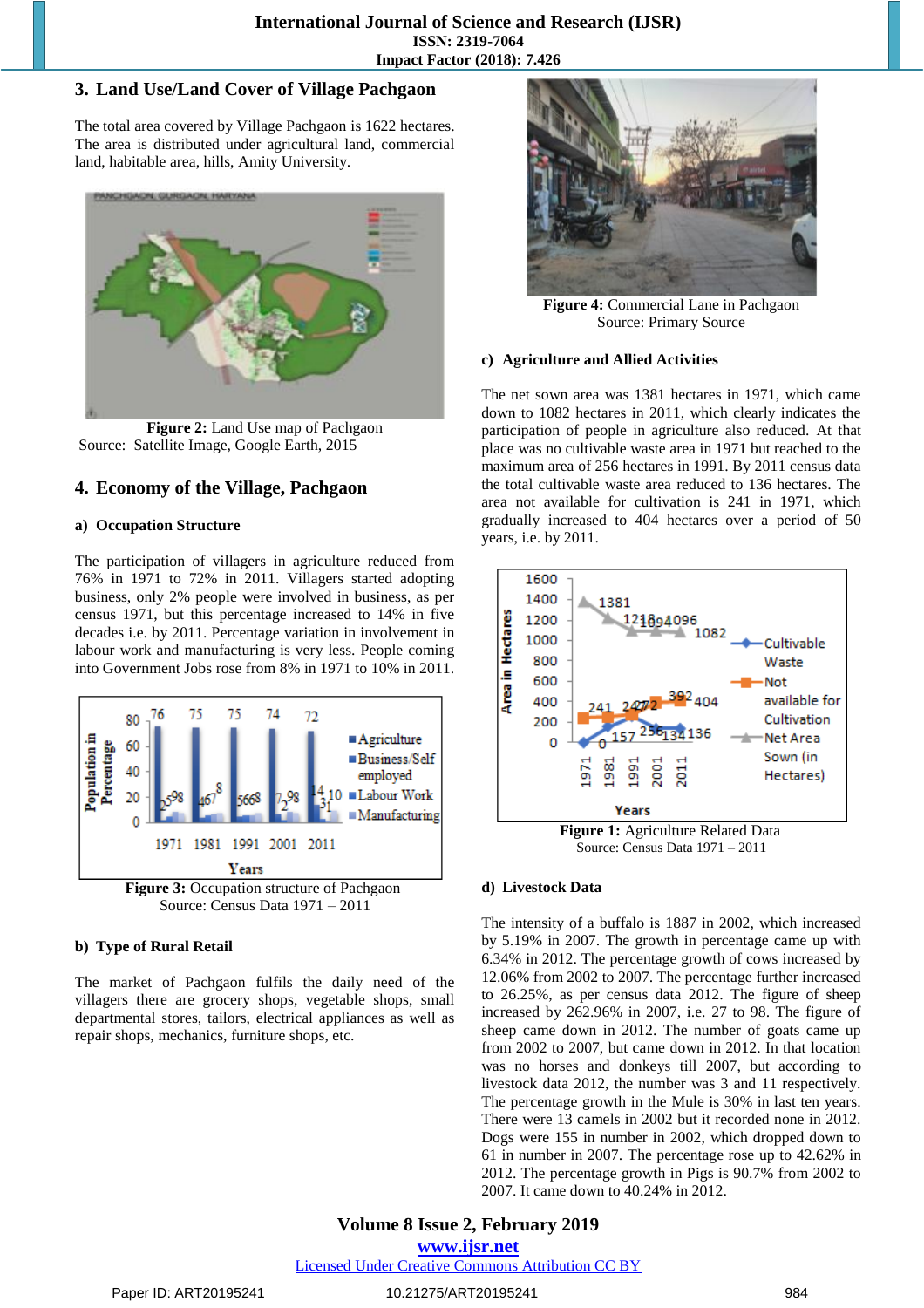## 3. Land Use/Land Cover of Village Pachgaon

The total area covered by Village Pachgaon is 1622 hectares. The area is distributed under agricultural land, commercial land, habitable area, hills, Amity University.

**Figure 2:** Land Use map of Pachgaon
Source: Satellite Image, Google Earth, 2015

## 4. Economy of the Village, Pachgaon

### a) Occupation Structure

The participation of villagers in agriculture reduced from 76% in 1971 to 72% in 2011. Villagers started adopting business, only 2% people were involved in business, as per census 1971, but this percentage increased to 14% in five decades i.e. by 2011. Percentage variation in involvement in labour work and manufacturing is very less. People coming into Government Jobs rose from 8% in 1971 to 10% in 2011.

**Figure 3:** Occupation structure of Pachgaon
Source: Census Data 1971 – 2011

### b) Type of Rural Retail

The market of Pachgaon fulfils the daily need of the villagers there are grocery shops, vegetable shops, small departmental stores, tailors, electrical appliances as well as repair shops, mechanics, furniture shops, etc.

**Figure 4:** Commercial Lane in Pachgaon
Source: Primary Source

### c) Agriculture and Allied Activities

The net sown area was 1381 hectares in 1971, which came down to 1082 hectares in 2011, which clearly indicates the participation of people in agriculture also reduced. At that place was no cultivable waste area in 1971 but reached to the maximum area of 256 hectares in 1991. By 2011 census data the total cultivable waste area reduced to 136 hectares. The area not available for cultivation is 241 in 1971, which gradually increased to 404 hectares over a period of 50 years, i.e. by 2011.

**Figure 1:** Agriculture Related Data
Source: Census Data 1971 – 2011

### d) Livestock Data

The intensity of a buffalo is 1887 in 2002, which increased by 5.19% in 2007. The growth in percentage came up with 6.34% in 2012. The percentage growth of cows increased by 12.06% from 2002 to 2007. The percentage further increased to 26.25%, as per census data 2012. The figure of sheep increased by 262.96% in 2007, i.e. 27 to 98. The figure of sheep came down in 2012. The number of goats came up from 2002 to 2007, but came down in 2012. In that location was no horses and donkeys till 2007, but according to livestock data 2012, the number was 3 and 11 respectively. The percentage growth in the Mule is 30% in last ten years. There were 13 camels in 2002 but it recorded none in 2012. Dogs were 155 in number in 2002, which dropped down to 61 in number in 2007. The percentage rose up to 42.62% in 2012. The percentage growth in Pigs is 90.7% from 2002 to 2007. It came down to 40.24% in 2012.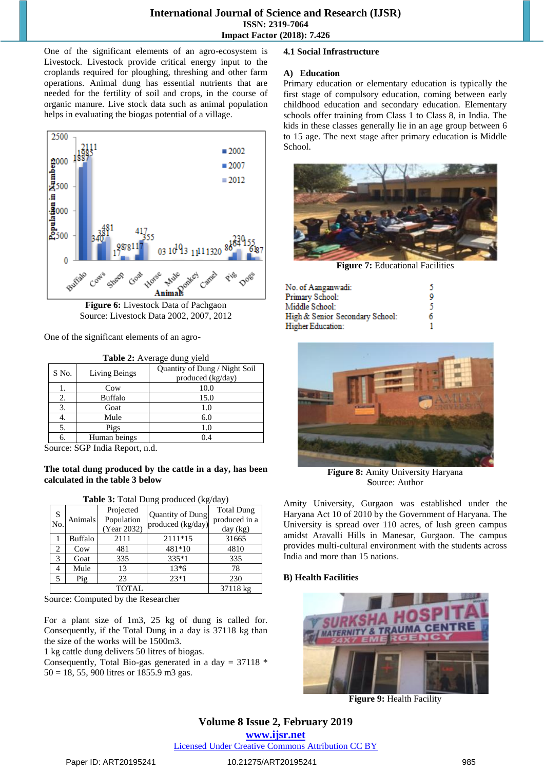One of the significant elements of an agro-ecosystem is Livestock. Livestock provide critical energy input to the croplands required for ploughing, threshing and other farm operations. Animal dung has essential nutrients that are needed for the fertility of soil and crops, in the course of organic manure. Live stock data such as animal population helps in evaluating the biogas potential of a village.

**Figure 6:** Livestock Data of Pachgaon
Source: Livestock Data 2002, 2007, 2012

One of the significant elements of an agro-

**Table 2:** Average dung yield

| S No. | Living Beings | Quantity of Dung / Night Soil produced (kg/day) |
|---|---|---|
| 1. | Cow | 10.0 |
| 2. | Buffalo | 15.0 |
| 3. | Goat | 1.0 |
| 4. | Mule | 6.0 |
| 5. | Pigs | 1.0 |
| 6. | Human beings | 0.4 |

Source: SGP India Report, n.d.

**The total dung produced by the cattle in a day, has been calculated in the table 3 below**

**Table 3:** Total Dung produced (kg/day)

| S No. | Animals | Projected Population (Year 2032) | Quantity of Dung produced (kg/day) | Total Dung produced in a day (kg) |
|---|---|---|---|---|
| 1 | Buffalo | 2111 | 2111*15 | 31665 |
| 2 | Cow | 481 | 481*10 | 4810 |
| 3 | Goat | 335 | 335*1 | 335 |
| 4 | Mule | 13 | 13*6 | 78 |
| 5 | Pig | 23 | 23*1 | 230 |
| TOTAL | | | | 37118 kg |

Source: Computed by the Researcher

For a plant size of 1m3, 25 kg of dung is called for. Consequently, if the Total Dung in a day is 37118 kg than the size of the works will be 1500m3.

1 kg cattle dung delivers 50 litres of biogas.

Consequently, Total Bio-gas generated in a day = 37118 * 50 = 18, 55, 900 litres or 1855.9 m3 gas.

### 4.1 Social Infrastructure

**A) Education**

Primary education or elementary education is typically the first stage of compulsory education, coming between early childhood education and secondary education. Elementary schools offer training from Class 1 to Class 8, in India. The kids in these classes generally lie in an age group between 6 to 15 age. The next stage after primary education is Middle School.

**Figure 7:** Educational Facilities

| | |
|---|---|
| No. of Aanganwadi: | 5 |
| Primary School: | 9 |
| Middle School: | 5 |
| High & Senior Secondary School: | 6 |
| Higher Education: | 1 |

**Figure 8:** Amity University Haryana
Source: Author

Amity University, Gurgaon was established under the Haryana Act 10 of 2010 by the Government of Haryana. The University is spread over 110 acres, of lush green campus amidst Aravalli Hills in Manesar, Gurgaon. The campus provides multi-cultural environment with the students across India and more than 15 nations.

**B) Health Facilities**

**Figure 9:** Health Facility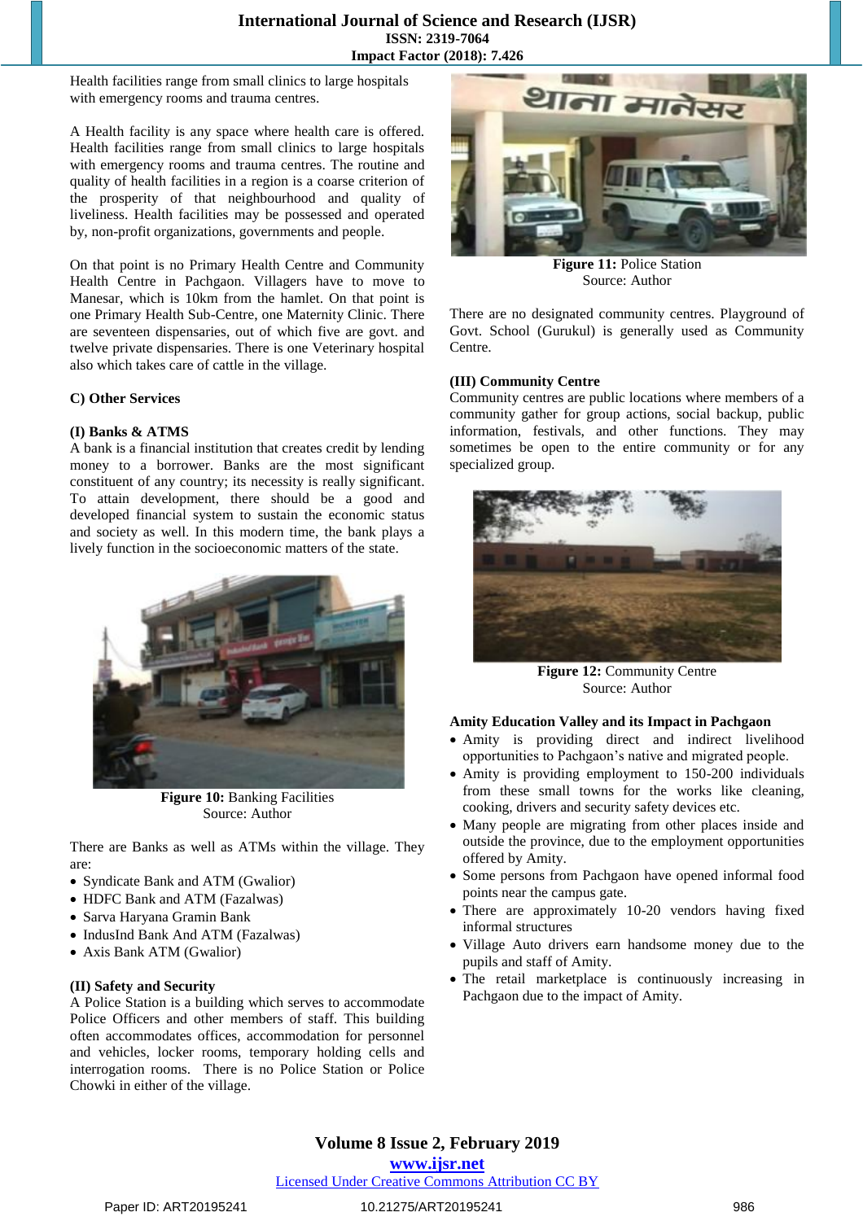Health facilities range from small clinics to large hospitals with emergency rooms and trauma centres.

A Health facility is any space where health care is offered. Health facilities range from small clinics to large hospitals with emergency rooms and trauma centres. The routine and quality of health facilities in a region is a coarse criterion of the prosperity of that neighbourhood and quality of liveliness. Health facilities may be possessed and operated by, non-profit organizations, governments and people.

On that point is no Primary Health Centre and Community Health Centre in Pachgaon. Villagers have to move to Manesar, which is 10km from the hamlet. On that point is one Primary Health Sub-Centre, one Maternity Clinic. There are seventeen dispensaries, out of which five are govt. and twelve private dispensaries. There is one Veterinary hospital also which takes care of cattle in the village.

### C) Other Services

#### (I) Banks & ATMS

A bank is a financial institution that creates credit by lending money to a borrower. Banks are the most significant constituent of any country; its necessity is really significant. To attain development, there should be a good and developed financial system to sustain the economic status and society as well. In this modern time, the bank plays a lively function in the socioeconomic matters of the state.

**Figure 10:** Banking Facilities
Source: Author

There are Banks as well as ATMs within the village. They are:

- Syndicate Bank and ATM (Gwalior)
- HDFC Bank and ATM (Fazalwas)
- Sarva Haryana Gramin Bank
- IndusInd Bank And ATM (Fazalwas)
- Axis Bank ATM (Gwalior)

#### (II) Safety and Security

A Police Station is a building which serves to accommodate Police Officers and other members of staff. This building often accommodates offices, accommodation for personnel and vehicles, locker rooms, temporary holding cells and interrogation rooms. There is no Police Station or Police Chowki in either of the village.

**Figure 11:** Police Station
Source: Author

There are no designated community centres. Playground of Govt. School (Gurukul) is generally used as Community Centre.

#### (III) Community Centre

Community centres are public locations where members of a community gather for group actions, social backup, public information, festivals, and other functions. They may sometimes be open to the entire community or for any specialized group.

**Figure 12:** Community Centre
Source: Author

### Amity Education Valley and its Impact in Pachgaon

- Amity is providing direct and indirect livelihood opportunities to Pachgaon's native and migrated people.
- Amity is providing employment to 150-200 individuals from these small towns for the works like cleaning, cooking, drivers and security safety devices etc.
- Many people are migrating from other places inside and outside the province, due to the employment opportunities offered by Amity.
- Some persons from Pachgaon have opened informal food points near the campus gate.
- There are approximately 10-20 vendors having fixed informal structures
- Village Auto drivers earn handsome money due to the pupils and staff of Amity.
- The retail marketplace is continuously increasing in Pachgaon due to the impact of Amity.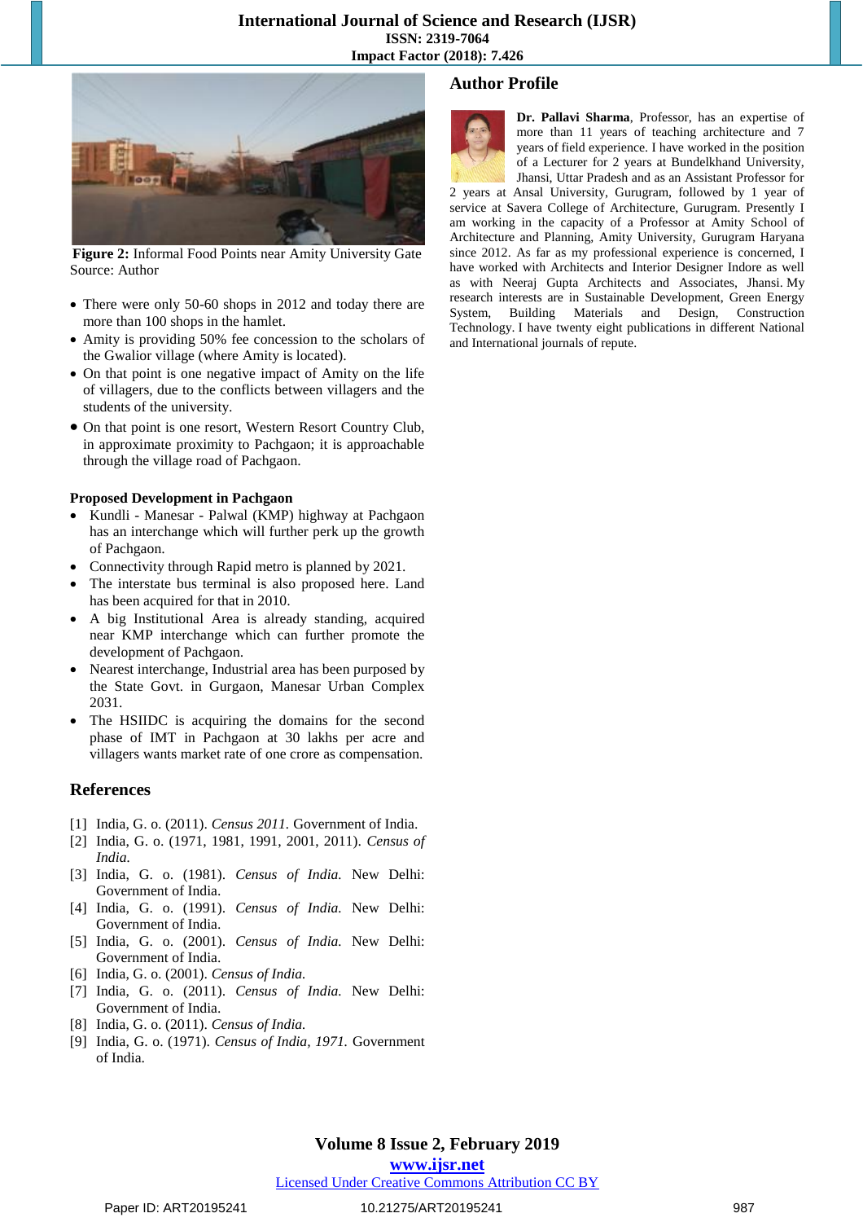**Figure 2:** Informal Food Points near Amity University Gate
Source: Author

- There were only 50-60 shops in 2012 and today there are more than 100 shops in the hamlet.
- Amity is providing 50% fee concession to the scholars of the Gwalior village (where Amity is located).
- On that point is one negative impact of Amity on the life of villagers, due to the conflicts between villagers and the students of the university.
- On that point is one resort, Western Resort Country Club, in approximate proximity to Pachgaon; it is approachable through the village road of Pachgaon.

**Proposed Development in Pachgaon**

- Kundli - Manesar - Palwal (KMP) highway at Pachgaon has an interchange which will further perk up the growth of Pachgaon.
- Connectivity through Rapid metro is planned by 2021.
- The interstate bus terminal is also proposed here. Land has been acquired for that in 2010.
- A big Institutional Area is already standing, acquired near KMP interchange which can further promote the development of Pachgaon.
- Nearest interchange, Industrial area has been purposed by the State Govt. in Gurgaon, Manesar Urban Complex 2031.
- The HSIIDC is acquiring the domains for the second phase of IMT in Pachgaon at 30 lakhs per acre and villagers wants market rate of one crore as compensation.

## References

[1] India, G. o. (2011). *Census 2011.* Government of India.
[2] India, G. o. (1971, 1981, 1991, 2001, 2011). *Census of India.*
[3] India, G. o. (1981). *Census of India.* New Delhi: Government of India.
[4] India, G. o. (1991). *Census of India.* New Delhi: Government of India.
[5] India, G. o. (2001). *Census of India.* New Delhi: Government of India.
[6] India, G. o. (2001). *Census of India.*
[7] India, G. o. (2011). *Census of India.* New Delhi: Government of India.
[8] India, G. o. (2011). *Census of India.*
[9] India, G. o. (1971). *Census of India, 1971.* Government of India.

## Author Profile

**Dr. Pallavi Sharma**, Professor, has an expertise of more than 11 years of teaching architecture and 7 years of field experience. I have worked in the position of a Lecturer for 2 years at Bundelkhand University, Jhansi, Uttar Pradesh and as an Assistant Professor for 2 years at Ansal University, Gurugram, followed by 1 year of service at Savera College of Architecture, Gurugram. Presently I am working in the capacity of a Professor at Amity School of Architecture and Planning, Amity University, Gurugram Haryana since 2012. As far as my professional experience is concerned, I have worked with Architects and Interior Designer Indore as well as with Neeraj Gupta Architects and Associates, Jhansi. My research interests are in Sustainable Development, Green Energy System, Building Materials and Design, Construction Technology. I have twenty eight publications in different National and International journals of repute.